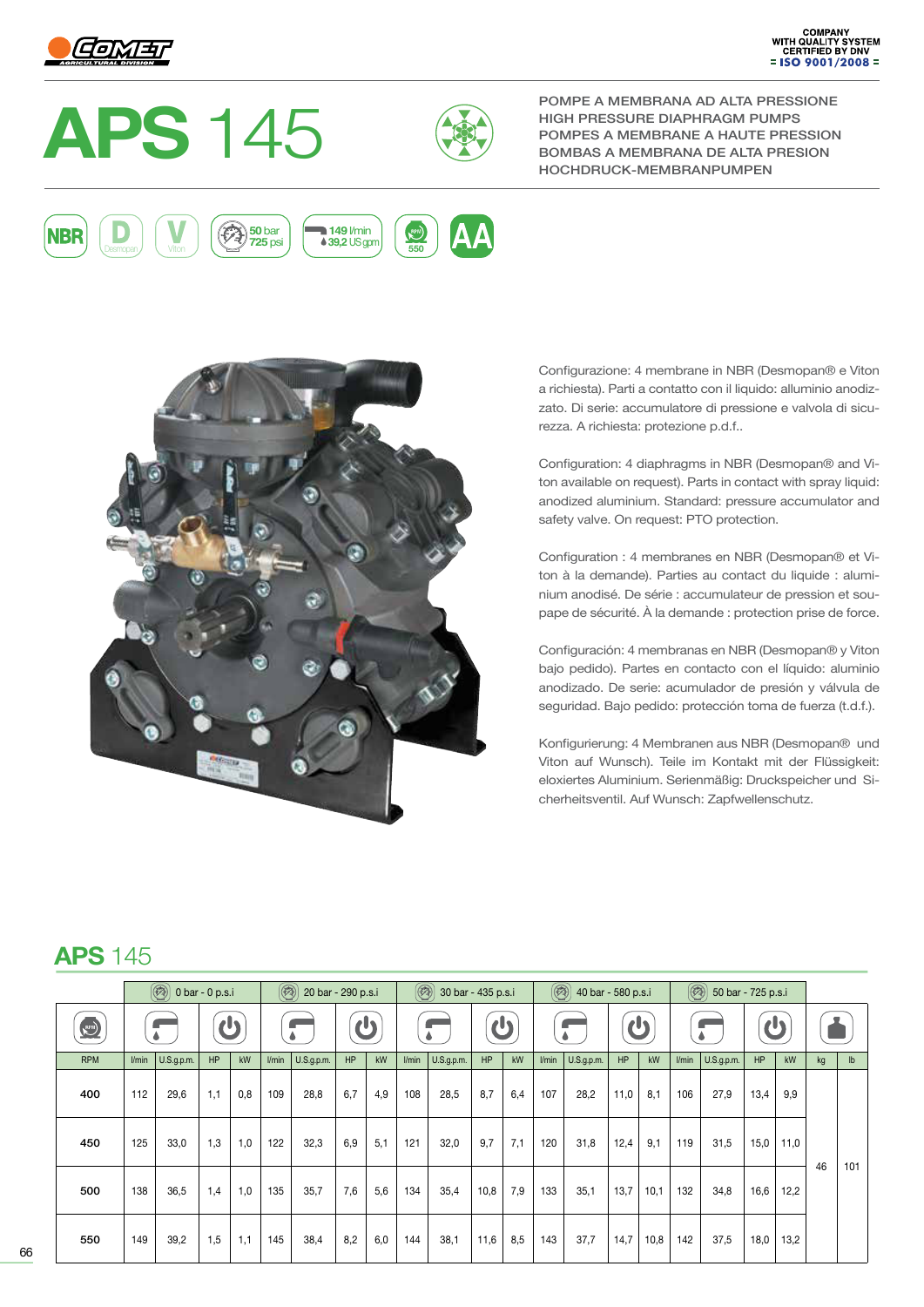COMPANY WITH QUALITY SYSTEM CERTIFIED BY DNV = ISO 9001/2008 =

# APS 145

POMPE A MEMBRANA AD ALTA PRESSIONE
HIGH PRESSURE DIAPHRAGM PUMPS
POMPES A MEMBRANE A HAUTE PRESSION
BOMBAS A MEMBRANA DE ALTA PRESION
HOCHDRUCK-MEMBRANPUMPEN

NBR | D Desmopan | V Viton | 50 bar 725 psi | 149 l/min 39,2 US gpm | RPM 550 | AA

Configurazione: 4 membrane in NBR (Desmopan® e Viton a richiesta). Parti a contatto con il liquido: alluminio anodizzato. Di serie: accumulatore di pressione e valvola di sicurezza. A richiesta: protezione p.d.f..

Configuration: 4 diaphragms in NBR (Desmopan® and Viton available on request). Parts in contact with spray liquid: anodized aluminium. Standard: pressure accumulator and safety valve. On request: PTO protection.

Configuration : 4 membranes en NBR (Desmopan® et Viton à la demande). Parties au contact du liquide : aluminium anodisé. De série : accumulateur de pression et soupape de sécurité. À la demande : protection prise de force.

Configuración: 4 membranas en NBR (Desmopan® y Viton bajo pedido). Partes en contacto con el líquido: aluminio anodizado. De serie: acumulador de presión y válvula de seguridad. Bajo pedido: protección toma de fuerza (t.d.f.).

Konfigurierung: 4 Membranen aus NBR (Desmopan® und Viton auf Wunsch). Teile im Kontakt mit der Flüssigkeit: eloxiertes Aluminium. Serienmäßig: Druckspeicher und Sicherheitsventil. Auf Wunsch: Zapfwellenschutz.

## APS 145

| | 0 bar - 0 p.s.i | | | | 20 bar - 290 p.s.i | | | | 30 bar - 435 p.s.i | | | | 40 bar - 580 p.s.i | | | | 50 bar - 725 p.s.i | | | | | |
|---|---|---|---|---|---|---|---|---|---|---|---|---|---|---|---|---|---|---|---|---|---|---|
| RPM | l/min | U.S.g.p.m. | HP | kW | l/min | U.S.g.p.m. | HP | kW | l/min | U.S.g.p.m. | HP | kW | l/min | U.S.g.p.m. | HP | kW | l/min | U.S.g.p.m. | HP | kW | kg | lb |
| 400 | 112 | 29,6 | 1,1 | 0,8 | 109 | 28,8 | 6,7 | 4,9 | 108 | 28,5 | 8,7 | 6,4 | 107 | 28,2 | 11,0 | 8,1 | 106 | 27,9 | 13,4 | 9,9 | 46 | 101 |
| 450 | 125 | 33,0 | 1,3 | 1,0 | 122 | 32,3 | 6,9 | 5,1 | 121 | 32,0 | 9,7 | 7,1 | 120 | 31,8 | 12,4 | 9,1 | 119 | 31,5 | 15,0 | 11,0 | | |
| 500 | 138 | 36,5 | 1,4 | 1,0 | 135 | 35,7 | 7,6 | 5,6 | 134 | 35,4 | 10,8 | 7,9 | 133 | 35,1 | 13,7 | 10,1 | 132 | 34,8 | 16,6 | 12,2 | | |
| 550 | 149 | 39,2 | 1,5 | 1,1 | 145 | 38,4 | 8,2 | 6,0 | 144 | 38,1 | 11,6 | 8,5 | 143 | 37,7 | 14,7 | 10,8 | 142 | 37,5 | 18,0 | 13,2 | | |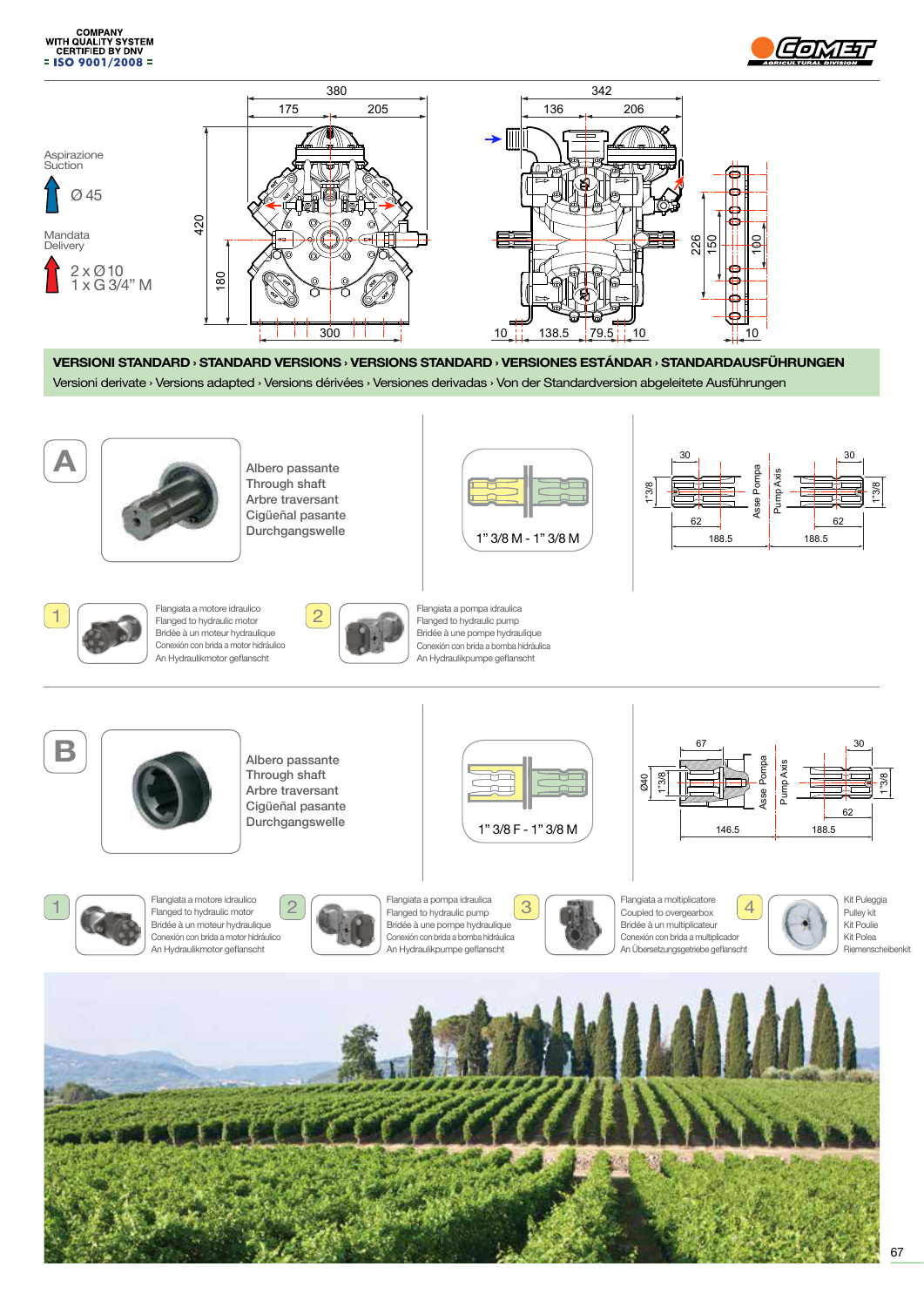COMPANY WITH QUALITY SYSTEM CERTIFIED BY DNV
= ISO 9001/2008 =

Aspirazione
Suction

Ø 45

Mandata
Delivery

2 x Ø 10
1 x G 3/4" M

380
175
205
420
180
300

342
136
206
226
150
100
10
138.5
79.5
10
10

## VERSIONI STANDARD › STANDARD VERSIONS › VERSIONS STANDARD › VERSIONES ESTÁNDAR › STANDARDAUSFÜHRUNGEN

Versioni derivate › Versions adapted › Versions dérivées › Versiones derivadas › Von der Standardversion abgeleitete Ausführungen

### A

Albero passante
Through shaft
Arbre traversant
Cigüeñal pasante
Durchgangswelle

1" 3/8 M - 1" 3/8 M

30
30
1"3/8
62
188.5
Asse Pompa
Pump Axis
62
188.5
1"3/8

1 — Flangiata a motore idraulico
Flanged to hydraulic motor
Bridée à un moteur hydraulique
Conexión con brida a motor hidráulico
An Hydraulikmotor geflanscht

2 — Flangiata a pompa idraulica
Flanged to hydraulic pump
Bridée à une pompe hydraulique
Conexión con brida a bomba hidráulica
An Hydraulikpumpe geflanscht

### B

Albero passante
Through shaft
Arbre traversant
Cigüeñal pasante
Durchgangswelle

1" 3/8 F - 1" 3/8 M

67
Ø40
1"3/8
146.5
Asse Pompa
Pump Axis
30
62
188.5
1"3/8

1 — Flangiata a motore idraulico
Flanged to hydraulic motor
Bridée à un moteur hydraulique
Conexión con brida a motor hidráulico
An Hydraulikmotor geflanscht

2 — Flangiata a pompa idraulica
Flanged to hydraulic pump
Bridée à une pompe hydraulique
Conexión con brida a bomba hidráulica
An Hydraulikpumpe geflanscht

3 — Flangiata a moltiplicatore
Coupled to overgearbox
Bridée à un multiplicateur
Conexión con brida a multiplicador
An Übersetzungsgetriebe geflanscht

4 — Kit Puleggia
Pulley kit
Kit Poulie
Kit Polea
Riemenscheibenkit